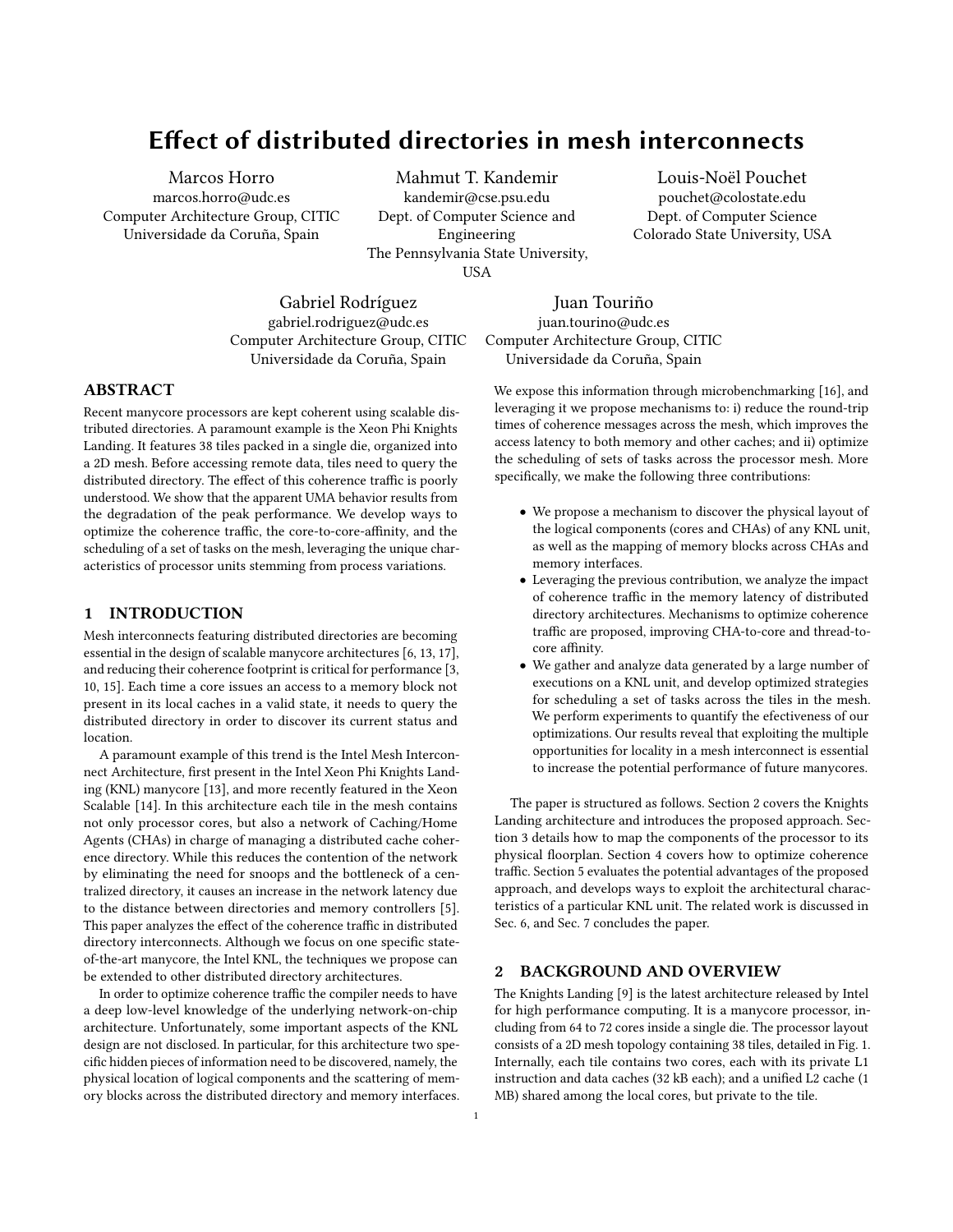# Effect of distributed directories in mesh interconnects

Marcos Horro
marcos.horro@udc.es
Computer Architecture Group, CITIC
Universidade da Coruña, Spain

Mahmut T. Kandemir
kandemir@cse.psu.edu
Dept. of Computer Science and Engineering
The Pennsylvania State University, USA

Louis-Noël Pouchet
pouchet@colostate.edu
Dept. of Computer Science
Colorado State University, USA

Gabriel Rodríguez
gabriel.rodriguez@udc.es
Computer Architecture Group, CITIC
Universidade da Coruña, Spain

Juan Touriño
juan.tourino@udc.es
Computer Architecture Group, CITIC
Universidade da Coruña, Spain

## ABSTRACT

Recent manycore processors are kept coherent using scalable distributed directories. A paramount example is the Xeon Phi Knights Landing. It features 38 tiles packed in a single die, organized into a 2D mesh. Before accessing remote data, tiles need to query the distributed directory. The effect of this coherence traffic is poorly understood. We show that the apparent UMA behavior results from the degradation of the peak performance. We develop ways to optimize the coherence traffic, the core-to-core-affinity, and the scheduling of a set of tasks on the mesh, leveraging the unique characteristics of processor units stemming from process variations.

## 1 INTRODUCTION

Mesh interconnects featuring distributed directories are becoming essential in the design of scalable manycore architectures [6, 13, 17], and reducing their coherence footprint is critical for performance [3, 10, 15]. Each time a core issues an access to a memory block not present in its local caches in a valid state, it needs to query the distributed directory in order to discover its current status and location.

A paramount example of this trend is the Intel Mesh Interconnect Architecture, first present in the Intel Xeon Phi Knights Landing (KNL) manycore [13], and more recently featured in the Xeon Scalable [14]. In this architecture each tile in the mesh contains not only processor cores, but also a network of Caching/Home Agents (CHAs) in charge of managing a distributed cache coherence directory. While this reduces the contention of the network by eliminating the need for snoops and the bottleneck of a centralized directory, it causes an increase in the network latency due to the distance between directories and memory controllers [5]. This paper analyzes the effect of the coherence traffic in distributed directory interconnects. Although we focus on one specific state-of-the-art manycore, the Intel KNL, the techniques we propose can be extended to other distributed directory architectures.

In order to optimize coherence traffic the compiler needs to have a deep low-level knowledge of the underlying network-on-chip architecture. Unfortunately, some important aspects of the KNL design are not disclosed. In particular, for this architecture two specific hidden pieces of information need to be discovered, namely, the physical location of logical components and the scattering of memory blocks across the distributed directory and memory interfaces. We expose this information through microbenchmarking [16], and leveraging it we propose mechanisms to: i) reduce the round-trip times of coherence messages across the mesh, which improves the access latency to both memory and other caches; and ii) optimize the scheduling of sets of tasks across the processor mesh. More specifically, we make the following three contributions:

- We propose a mechanism to discover the physical layout of the logical components (cores and CHAs) of any KNL unit, as well as the mapping of memory blocks across CHAs and memory interfaces.
- Leveraging the previous contribution, we analyze the impact of coherence traffic in the memory latency of distributed directory architectures. Mechanisms to optimize coherence traffic are proposed, improving CHA-to-core and thread-to-core affinity.
- We gather and analyze data generated by a large number of executions on a KNL unit, and develop optimized strategies for scheduling a set of tasks across the tiles in the mesh. We perform experiments to quantify the effectiveness of our optimizations. Our results reveal that exploiting the multiple opportunities for locality in a mesh interconnect is essential to increase the potential performance of future manycores.

The paper is structured as follows. Section 2 covers the Knights Landing architecture and introduces the proposed approach. Section 3 details how to map the components of the processor to its physical floorplan. Section 4 covers how to optimize coherence traffic. Section 5 evaluates the potential advantages of the proposed approach, and develops ways to exploit the architectural characteristics of a particular KNL unit. The related work is discussed in Sec. 6, and Sec. 7 concludes the paper.

## 2 BACKGROUND AND OVERVIEW

The Knights Landing [9] is the latest architecture released by Intel for high performance computing. It is a manycore processor, including from 64 to 72 cores inside a single die. The processor layout consists of a 2D mesh topology containing 38 tiles, detailed in Fig. 1. Internally, each tile contains two cores, each with its private L1 instruction and data caches (32 kB each); and a unified L2 cache (1 MB) shared among the local cores, but private to the tile.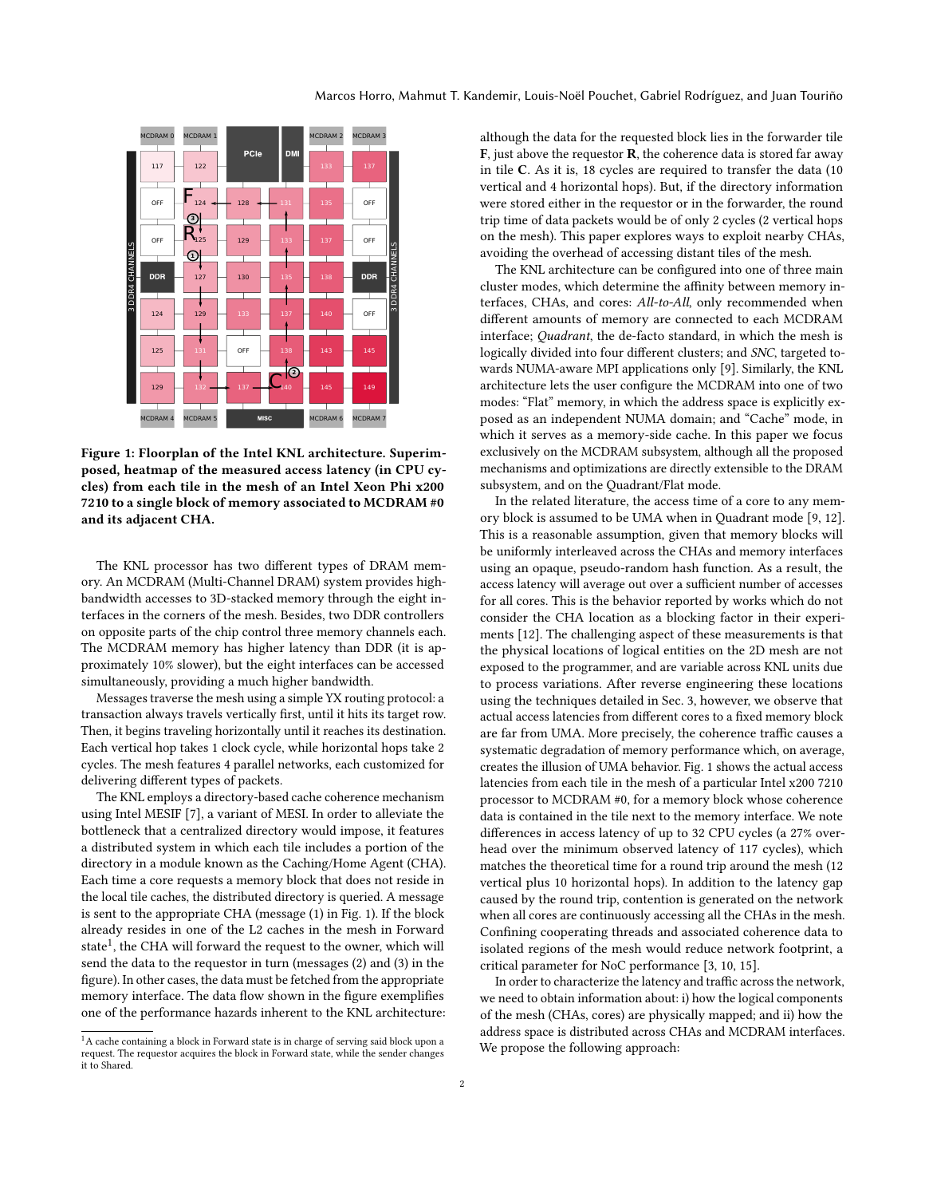Figure 1: Floorplan of the Intel KNL architecture. Superimposed, heatmap of the measured access latency (in CPU cycles) from each tile in the mesh of an Intel Xeon Phi x200 7210 to a single block of memory associated to MCDRAM #0 and its adjacent CHA.

The KNL processor has two different types of DRAM memory. An MCDRAM (Multi-Channel DRAM) system provides high-bandwidth accesses to 3D-stacked memory through the eight interfaces in the corners of the mesh. Besides, two DDR controllers on opposite parts of the chip control three memory channels each. The MCDRAM memory has higher latency than DDR (it is approximately 10% slower), but the eight interfaces can be accessed simultaneously, providing a much higher bandwidth.

Messages traverse the mesh using a simple YX routing protocol: a transaction always travels vertically first, until it hits its target row. Then, it begins traveling horizontally until it reaches its destination. Each vertical hop takes 1 clock cycle, while horizontal hops take 2 cycles. The mesh features 4 parallel networks, each customized for delivering different types of packets.

The KNL employs a directory-based cache coherence mechanism using Intel MESIF [7], a variant of MESI. In order to alleviate the bottleneck that a centralized directory would impose, it features a distributed system in which each tile includes a portion of the directory in a module known as the Caching/Home Agent (CHA). Each time a core requests a memory block that does not reside in the local tile caches, the distributed directory is queried. A message is sent to the appropriate CHA (message (1) in Fig. 1). If the block already resides in one of the L2 caches in the mesh in Forward state[1], the CHA will forward the request to the owner, which will send the data to the requestor in turn (messages (2) and (3) in the figure). In other cases, the data must be fetched from the appropriate memory interface. The data flow shown in the figure exemplifies one of the performance hazards inherent to the KNL architecture: although the data for the requested block lies in the forwarder tile **F**, just above the requestor **R**, the coherence data is stored far away in tile **C**. As it is, 18 cycles are required to transfer the data (10 vertical and 4 horizontal hops). But, if the directory information were stored either in the requestor or in the forwarder, the round trip time of data packets would be of only 2 cycles (2 vertical hops on the mesh). This paper explores ways to exploit nearby CHAs, avoiding the overhead of accessing distant tiles of the mesh.

The KNL architecture can be configured into one of three main cluster modes, which determine the affinity between memory interfaces, CHAs, and cores: *All-to-All*, only recommended when different amounts of memory are connected to each MCDRAM interface; *Quadrant*, the de-facto standard, in which the mesh is logically divided into four different clusters; and *SNC*, targeted towards NUMA-aware MPI applications only [9]. Similarly, the KNL architecture lets the user configure the MCDRAM into one of two modes: "Flat" memory, in which the address space is explicitly exposed as an independent NUMA domain; and "Cache" mode, in which it serves as a memory-side cache. In this paper we focus exclusively on the MCDRAM subsystem, although all the proposed mechanisms and optimizations are directly extensible to the DRAM subsystem, and on the Quadrant/Flat mode.

In the related literature, the access time of a core to any memory block is assumed to be UMA when in Quadrant mode [9, 12]. This is a reasonable assumption, given that memory blocks will be uniformly interleaved across the CHAs and memory interfaces using an opaque, pseudo-random hash function. As a result, the access latency will average out over a sufficient number of accesses for all cores. This is the behavior reported by works which do not consider the CHA location as a blocking factor in their experiments [12]. The challenging aspect of these measurements is that the physical locations of logical entities on the 2D mesh are not exposed to the programmer, and are variable across KNL units due to process variations. After reverse engineering these locations using the techniques detailed in Sec. 3, however, we observe that actual access latencies from different cores to a fixed memory block are far from UMA. More precisely, the coherence traffic causes a systematic degradation of memory performance which, on average, creates the illusion of UMA behavior. Fig. 1 shows the actual access latencies from each tile in the mesh of a particular Intel x200 7210 processor to MCDRAM #0, for a memory block whose coherence data is contained in the tile next to the memory interface. We note differences in access latency of up to 32 CPU cycles (a 27% overhead over the minimum observed latency of 117 cycles), which matches the theoretical time for a round trip around the mesh (12 vertical plus 10 horizontal hops). In addition to the latency gap caused by the round trip, contention is generated on the network when all cores are continuously accessing all the CHAs in the mesh. Confining cooperating threads and associated coherence data to isolated regions of the mesh would reduce network footprint, a critical parameter for NoC performance [3, 10, 15].

In order to characterize the latency and traffic across the network, we need to obtain information about: i) how the logical components of the mesh (CHAs, cores) are physically mapped; and ii) how the address space is distributed across CHAs and MCDRAM interfaces. We propose the following approach:

[1] A cache containing a block in Forward state is in charge of serving said block upon a request. The requestor acquires the block in Forward state, while the sender changes it to Shared.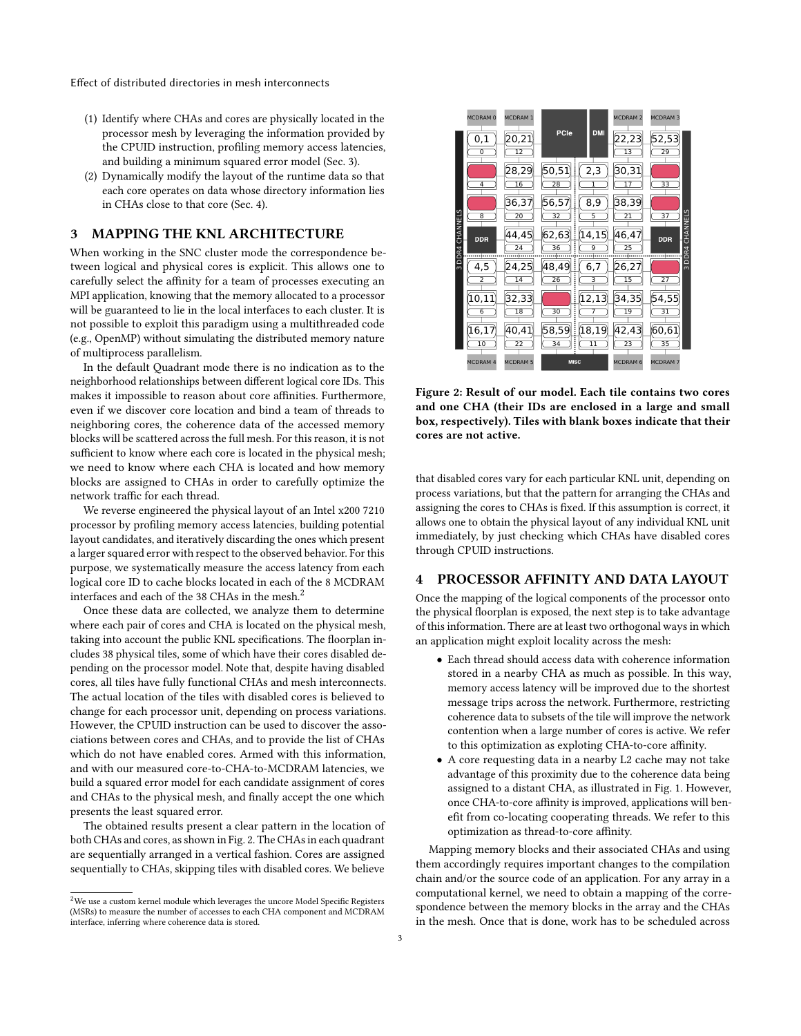(1) Identify where CHAs and cores are physically located in the processor mesh by leveraging the information provided by the CPUID instruction, profiling memory access latencies, and building a minimum squared error model (Sec. 3).
(2) Dynamically modify the layout of the runtime data so that each core operates on data whose directory information lies in CHAs close to that core (Sec. 4).

## 3 MAPPING THE KNL ARCHITECTURE

When working in the SNC cluster mode the correspondence between logical and physical cores is explicit. This allows one to carefully select the affinity for a team of processes executing an MPI application, knowing that the memory allocated to a processor will be guaranteed to lie in the local interfaces to each cluster. It is not possible to exploit this paradigm using a multithreaded code (e.g., OpenMP) without simulating the distributed memory nature of multiprocess parallelism.

In the default Quadrant mode there is no indication as to the neighborhood relationships between different logical core IDs. This makes it impossible to reason about core affinities. Furthermore, even if we discover core location and bind a team of threads to neighboring cores, the coherence data of the accessed memory blocks will be scattered across the full mesh. For this reason, it is not sufficient to know where each core is located in the physical mesh; we need to know where each CHA is located and how memory blocks are assigned to CHAs in order to carefully optimize the network traffic for each thread.

We reverse engineered the physical layout of an Intel x200 7210 processor by profiling memory access latencies, building potential layout candidates, and iteratively discarding the ones which present a larger squared error with respect to the observed behavior. For this purpose, we systematically measure the access latency from each logical core ID to cache blocks located in each of the 8 MCDRAM interfaces and each of the 38 CHAs in the mesh.[2]

Once these data are collected, we analyze them to determine where each pair of cores and CHA is located on the physical mesh, taking into account the public KNL specifications. The floorplan includes 38 physical tiles, some of which have their cores disabled depending on the processor model. Note that, despite having disabled cores, all tiles have fully functional CHAs and mesh interconnects. The actual location of the tiles with disabled cores is believed to change for each processor unit, depending on process variations. However, the CPUID instruction can be used to discover the associations between cores and CHAs, and to provide the list of CHAs which do not have enabled cores. Armed with this information, and with our measured core-to-CHA-to-MCDRAM latencies, we build a squared error model for each candidate assignment of cores and CHAs to the physical mesh, and finally accept the one which presents the least squared error.

The obtained results present a clear pattern in the location of both CHAs and cores, as shown in Fig. 2. The CHAs in each quadrant are sequentially arranged in a vertical fashion. Cores are assigned sequentially to CHAs, skipping tiles with disabled cores. We believe that disabled cores vary for each particular KNL unit, depending on process variations, but that the pattern for arranging the CHAs and assigning the cores to CHAs is fixed. If this assumption is correct, it allows one to obtain the physical layout of any individual KNL unit immediately, by just checking which CHAs have disabled cores through CPUID instructions.

**Figure 2: Result of our model. Each tile contains two cores and one CHA (their IDs are enclosed in a large and small box, respectively). Tiles with blank boxes indicate that their cores are not active.**

[2] We use a custom kernel module which leverages the uncore Model Specific Registers (MSRs) to measure the number of accesses to each CHA component and MCDRAM interface, inferring where coherence data is stored.

## 4 PROCESSOR AFFINITY AND DATA LAYOUT

Once the mapping of the logical components of the processor onto the physical floorplan is exposed, the next step is to take advantage of this information. There are at least two orthogonal ways in which an application might exploit locality across the mesh:

- Each thread should access data with coherence information stored in a nearby CHA as much as possible. In this way, memory access latency will be improved due to the shortest message trips across the network. Furthermore, restricting coherence data to subsets of the tile will improve the network contention when a large number of cores is active. We refer to this optimization as exploting CHA-to-core affinity.
- A core requesting data in a nearby L2 cache may not take advantage of this proximity due to the coherence data being assigned to a distant CHA, as illustrated in Fig. 1. However, once CHA-to-core affinity is improved, applications will benefit from co-locating cooperating threads. We refer to this optimization as thread-to-core affinity.

Mapping memory blocks and their associated CHAs and using them accordingly requires important changes to the compilation chain and/or the source code of an application. For any array in a computational kernel, we need to obtain a mapping of the correspondence between the memory blocks in the array and the CHAs in the mesh. Once that is done, work has to be scheduled across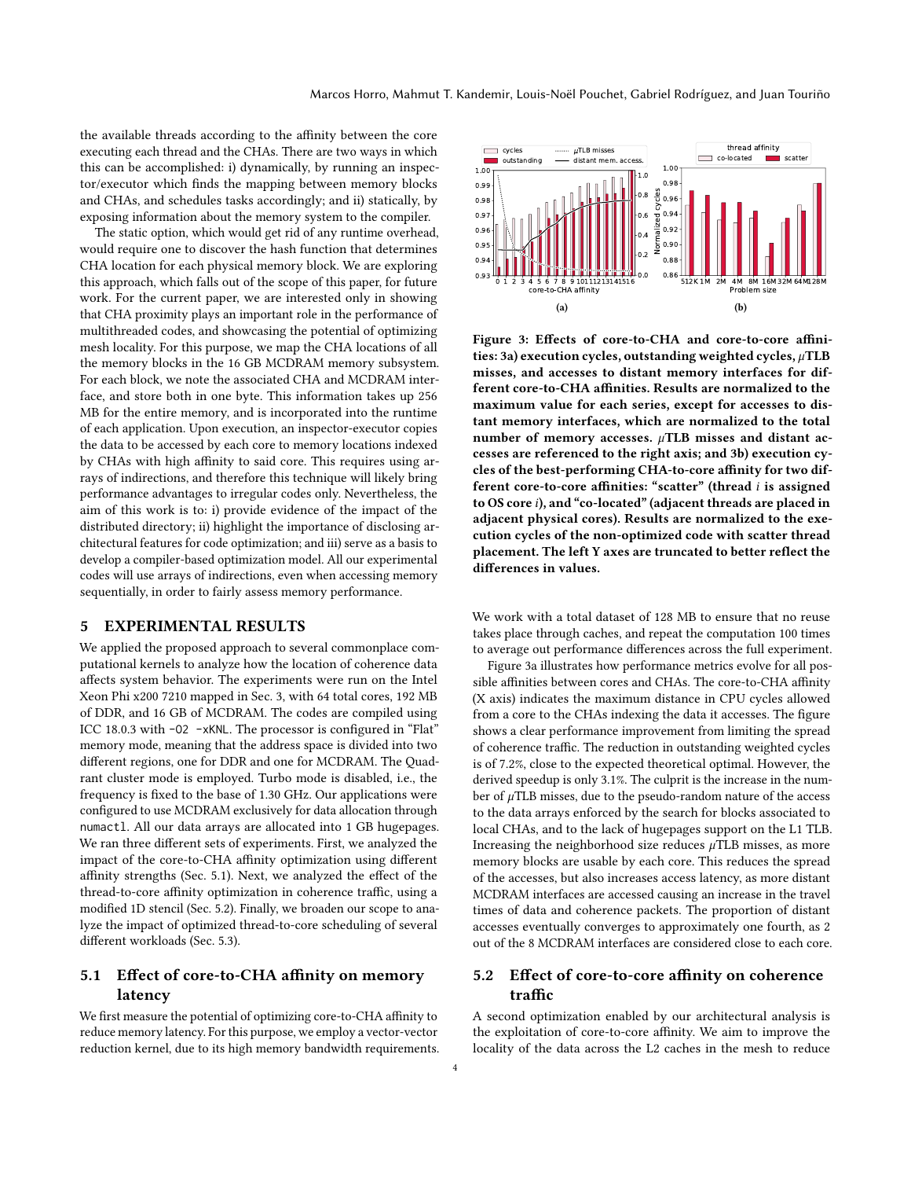the available threads according to the affinity between the core executing each thread and the CHAs. There are two ways in which this can be accomplished: i) dynamically, by running an inspector/executor which finds the mapping between memory blocks and CHAs, and schedules tasks accordingly; and ii) statically, by exposing information about the memory system to the compiler.

The static option, which would get rid of any runtime overhead, would require one to discover the hash function that determines CHA location for each physical memory block. We are exploring this approach, which falls out of the scope of this paper, for future work. For the current paper, we are interested only in showing that CHA proximity plays an important role in the performance of multithreaded codes, and showcasing the potential of optimizing mesh locality. For this purpose, we map the CHA locations of all the memory blocks in the 16 GB MCDRAM memory subsystem. For each block, we note the associated CHA and MCDRAM interface, and store both in one byte. This information takes up 256 MB for the entire memory, and is incorporated into the runtime of each application. Upon execution, an inspector-executor copies the data to be accessed by each core to memory locations indexed by CHAs with high affinity to said core. This requires using arrays of indirections, and therefore this technique will likely bring performance advantages to irregular codes only. Nevertheless, the aim of this work is to: i) provide evidence of the impact of the distributed directory; ii) highlight the importance of disclosing architectural features for code optimization; and iii) serve as a basis to develop a compiler-based optimization model. All our experimental codes will use arrays of indirections, even when accessing memory sequentially, in order to fairly assess memory performance.

## 5 EXPERIMENTAL RESULTS

We applied the proposed approach to several commonplace computational kernels to analyze how the location of coherence data affects system behavior. The experiments were run on the Intel Xeon Phi x200 7210 mapped in Sec. 3, with 64 total cores, 192 MB of DDR, and 16 GB of MCDRAM. The codes are compiled using ICC 18.0.3 with `-O2 -xKNL`. The processor is configured in "Flat" memory mode, meaning that the address space is divided into two different regions, one for DDR and one for MCDRAM. The Quadrant cluster mode is employed. Turbo mode is disabled, i.e., the frequency is fixed to the base of 1.30 GHz. Our applications were configured to use MCDRAM exclusively for data allocation through `numactl`. All our data arrays are allocated into 1 GB hugepages. We ran three different sets of experiments. First, we analyzed the impact of the core-to-CHA affinity optimization using different affinity strengths (Sec. 5.1). Next, we analyzed the effect of the thread-to-core affinity optimization in coherence traffic, using a modified 1D stencil (Sec. 5.2). Finally, we broaden our scope to analyze the impact of optimized thread-to-core scheduling of several different workloads (Sec. 5.3).

### 5.1 Effect of core-to-CHA affinity on memory latency

We first measure the potential of optimizing core-to-CHA affinity to reduce memory latency. For this purpose, we employ a vector-vector reduction kernel, due to its high memory bandwidth requirements.

**Figure 3: Effects of core-to-CHA and core-to-core affinities: 3a) execution cycles, outstanding weighted cycles, $\mu$TLB misses, and accesses to distant memory interfaces for different core-to-CHA affinities. Results are normalized to the maximum value for each series, except for accesses to distant memory interfaces, which are normalized to the total number of memory accesses. $\mu$TLB misses and distant accesses are referenced to the right axis; and 3b) execution cycles of the best-performing CHA-to-core affinity for two different core-to-core affinities: "scatter" (thread $i$ is assigned to OS core $i$), and "co-located" (adjacent threads are placed in adjacent physical cores). Results are normalized to the execution cycles of the non-optimized code with scatter thread placement. The left Y axes are truncated to better reflect the differences in values.**

We work with a total dataset of 128 MB to ensure that no reuse takes place through caches, and repeat the computation 100 times to average out performance differences across the full experiment.

Figure 3a illustrates how performance metrics evolve for all possible affinities between cores and CHAs. The core-to-CHA affinity (X axis) indicates the maximum distance in CPU cycles allowed from a core to the CHAs indexing the data it accesses. The figure shows a clear performance improvement from limiting the spread of coherence traffic. The reduction in outstanding weighted cycles is of 7.2%, close to the expected theoretical optimal. However, the derived speedup is only 3.1%. The culprit is the increase in the number of $\mu$TLB misses, due to the pseudo-random nature of the access to the data arrays enforced by the search for blocks associated to local CHAs, and to the lack of hugepages support on the L1 TLB. Increasing the neighborhood size reduces $\mu$TLB misses, as more memory blocks are usable by each core. This reduces the spread of the accesses, but also increases access latency, as more distant MCDRAM interfaces are accessed causing an increase in the travel times of data and coherence packets. The proportion of distant accesses eventually converges to approximately one fourth, as 2 out of the 8 MCDRAM interfaces are considered close to each core.

### 5.2 Effect of core-to-core affinity on coherence traffic

A second optimization enabled by our architectural analysis is the exploitation of core-to-core affinity. We aim to improve the locality of the data across the L2 caches in the mesh to reduce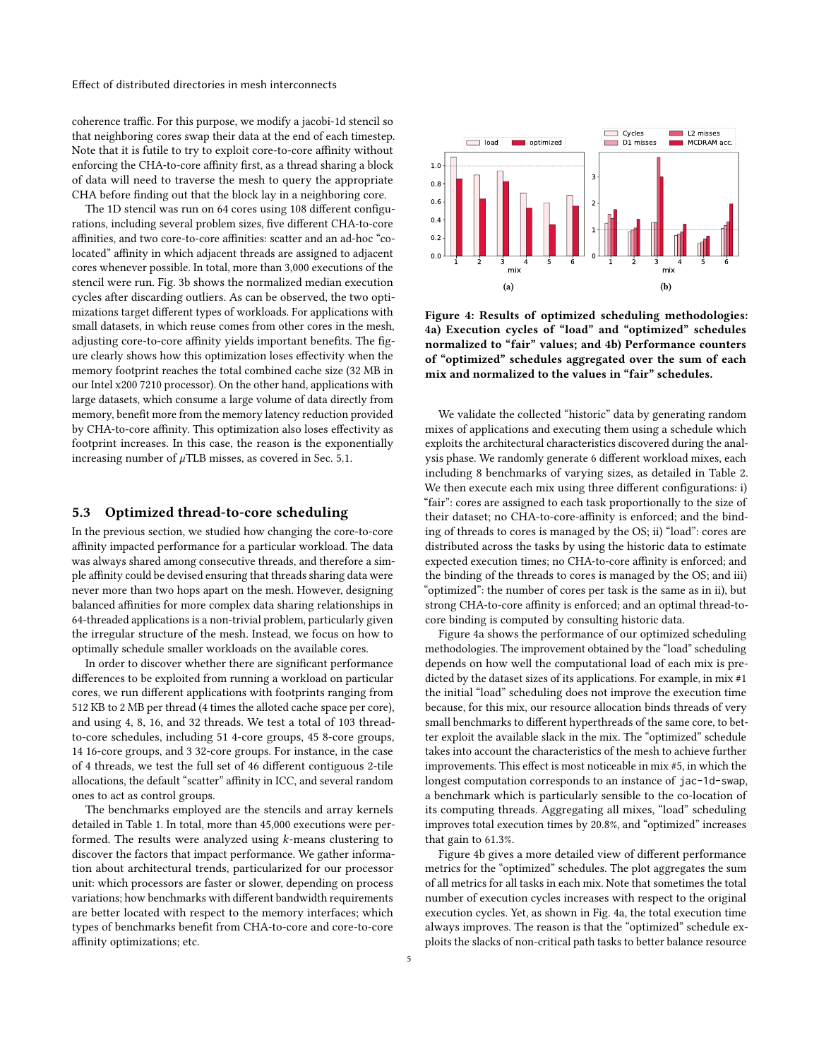coherence traffic. For this purpose, we modify a jacobi-1d stencil so that neighboring cores swap their data at the end of each timestep. Note that it is futile to try to exploit core-to-core affinity without enforcing the CHA-to-core affinity first, as a thread sharing a block of data will need to traverse the mesh to query the appropriate CHA before finding out that the block lay in a neighboring core.

The 1D stencil was run on 64 cores using 108 different configurations, including several problem sizes, five different CHA-to-core affinities, and two core-to-core affinities: scatter and an ad-hoc "co-located" affinity in which adjacent threads are assigned to adjacent cores whenever possible. In total, more than 3,000 executions of the stencil were run. Fig. 3b shows the normalized median execution cycles after discarding outliers. As can be observed, the two optimizations target different types of workloads. For applications with small datasets, in which reuse comes from other cores in the mesh, adjusting core-to-core affinity yields important benefits. The figure clearly shows how this optimization loses effectivity when the memory footprint reaches the total combined cache size (32 MB in our Intel x200 7210 processor). On the other hand, applications with large datasets, which consume a large volume of data directly from memory, benefit more from the memory latency reduction provided by CHA-to-core affinity. This optimization also loses effectivity as footprint increases. In this case, the reason is the exponentially increasing number of $\mu$TLB misses, as covered in Sec. 5.1.

## 5.3 Optimized thread-to-core scheduling

In the previous section, we studied how changing the core-to-core affinity impacted performance for a particular workload. The data was always shared among consecutive threads, and therefore a simple affinity could be devised ensuring that threads sharing data were never more than two hops apart on the mesh. However, designing balanced affinities for more complex data sharing relationships in 64-threaded applications is a non-trivial problem, particularly given the irregular structure of the mesh. Instead, we focus on how to optimally schedule smaller workloads on the available cores.

In order to discover whether there are significant performance differences to be exploited from running a workload on particular cores, we run different applications with footprints ranging from 512 KB to 2 MB per thread (4 times the alloted cache space per core), and using 4, 8, 16, and 32 threads. We test a total of 103 thread-to-core schedules, including 51 4-core groups, 45 8-core groups, 14 16-core groups, and 3 32-core groups. For instance, in the case of 4 threads, we test the full set of 46 different contiguous 2-tile allocations, the default "scatter" affinity in ICC, and several random ones to act as control groups.

The benchmarks employed are the stencils and array kernels detailed in Table 1. In total, more than 45,000 executions were performed. The results were analyzed using $k$-means clustering to discover the factors that impact performance. We gather information about architectural trends, particularized for our processor unit: which processors are faster or slower, depending on process variations; how benchmarks with different bandwidth requirements are better located with respect to the memory interfaces; which types of benchmarks benefit from CHA-to-core and core-to-core affinity optimizations; etc.

**Figure 4: Results of optimized scheduling methodologies: 4a) Execution cycles of "load" and "optimized" schedules normalized to "fair" values; and 4b) Performance counters of "optimized" schedules aggregated over the sum of each mix and normalized to the values in "fair" schedules.**

We validate the collected "historic" data by generating random mixes of applications and executing them using a schedule which exploits the architectural characteristics discovered during the analysis phase. We randomly generate 6 different workload mixes, each including 8 benchmarks of varying sizes, as detailed in Table 2. We then execute each mix using three different configurations: i) "fair": cores are assigned to each task proportionally to the size of their dataset; no CHA-to-core-affinity is enforced; and the binding of threads to cores is managed by the OS; ii) "load": cores are distributed across the tasks by using the historic data to estimate expected execution times; no CHA-to-core affinity is enforced; and the binding of the threads to cores is managed by the OS; and iii) "optimized": the number of cores per task is the same as in ii), but strong CHA-to-core affinity is enforced; and an optimal thread-to-core binding is computed by consulting historic data.

Figure 4a shows the performance of our optimized scheduling methodologies. The improvement obtained by the "load" scheduling depends on how well the computational load of each mix is predicted by the dataset sizes of its applications. For example, in mix #1 the initial "load" scheduling does not improve the execution time because, for this mix, our resource allocation binds threads of very small benchmarks to different hyperthreads of the same core, to better exploit the available slack in the mix. The "optimized" schedule takes into account the characteristics of the mesh to achieve further improvements. This effect is most noticeable in mix #5, in which the longest computation corresponds to an instance of `jac-1d-swap`, a benchmark which is particularly sensible to the co-location of its computing threads. Aggregating all mixes, "load" scheduling improves total execution times by 20.8%, and "optimized" increases that gain to 61.3%.

Figure 4b gives a more detailed view of different performance metrics for the "optimized" schedules. The plot aggregates the sum of all metrics for all tasks in each mix. Note that sometimes the total number of execution cycles increases with respect to the original execution cycles. Yet, as shown in Fig. 4a, the total execution time always improves. The reason is that the "optimized" schedule exploits the slacks of non-critical path tasks to better balance resource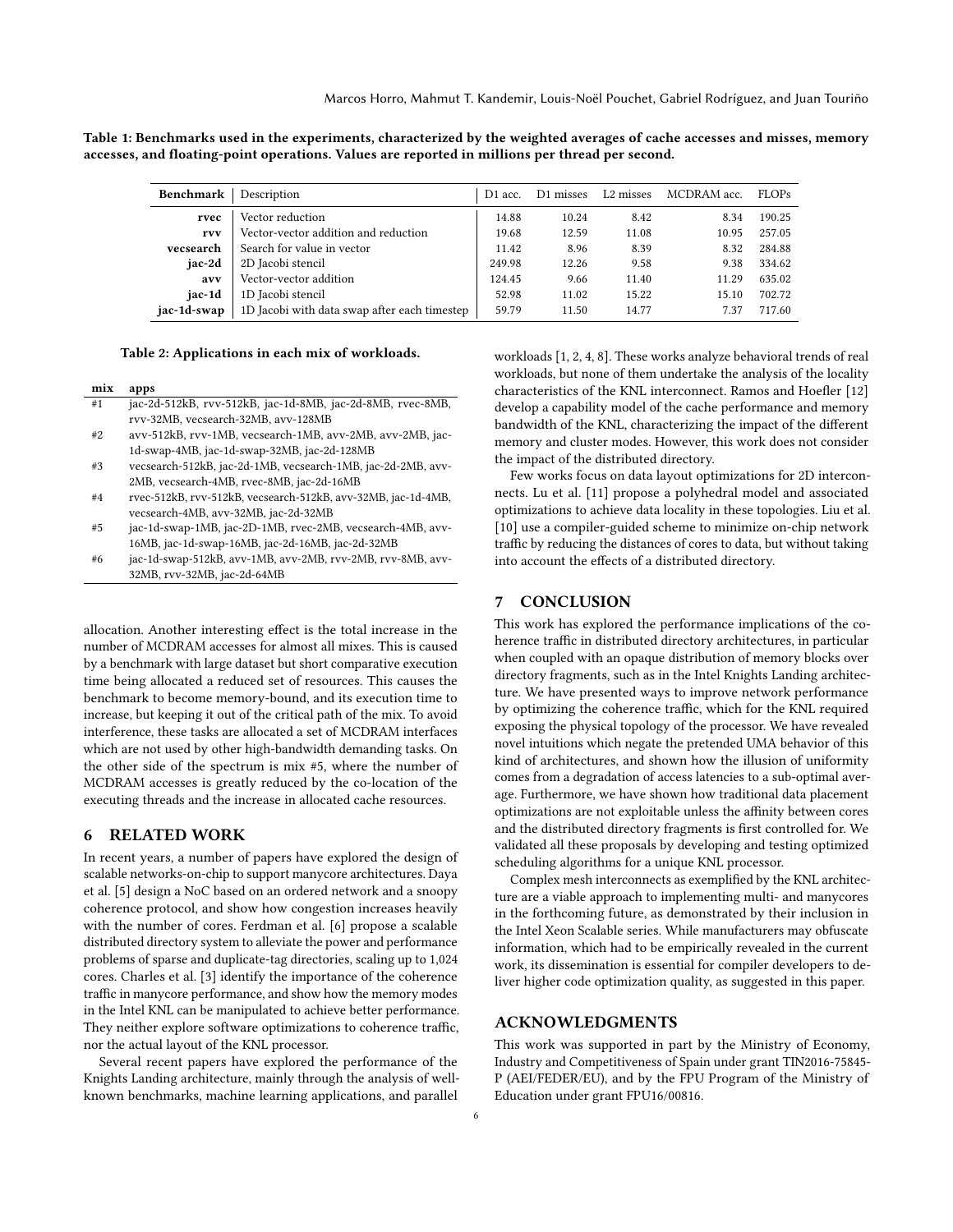Table 1: **Benchmarks used in the experiments, characterized by the weighted averages of cache accesses and misses, memory accesses, and floating-point operations. Values are reported in millions per thread per second.**

| Benchmark | Description | D1 acc. | D1 misses | L2 misses | MCDRAM acc. | FLOPs |
|---|---|---|---|---|---|---|
| **rvec** | Vector reduction | 14.88 | 10.24 | 8.42 | 8.34 | 190.25 |
| **rvv** | Vector-vector addition and reduction | 19.68 | 12.59 | 11.08 | 10.95 | 257.05 |
| **vecsearch** | Search for value in vector | 11.42 | 8.96 | 8.39 | 8.32 | 284.88 |
| **jac-2d** | 2D Jacobi stencil | 249.98 | 12.26 | 9.58 | 9.38 | 334.62 |
| **avv** | Vector-vector addition | 124.45 | 9.66 | 11.40 | 11.29 | 635.02 |
| **jac-1d** | 1D Jacobi stencil | 52.98 | 11.02 | 15.22 | 15.10 | 702.72 |
| **jac-1d-swap** | 1D Jacobi with data swap after each timestep | 59.79 | 11.50 | 14.77 | 7.37 | 717.60 |

Table 2: **Applications in each mix of workloads.**

| mix | apps |
|---|---|
| #1 | jac-2d-512kB, rvv-512kB, jac-1d-8MB, jac-2d-8MB, rvec-8MB, rvv-32MB, vecsearch-32MB, avv-128MB |
| #2 | avv-512kB, rvv-1MB, vecsearch-1MB, avv-2MB, avv-2MB, jac-1d-swap-4MB, jac-1d-swap-32MB, jac-2d-128MB |
| #3 | vecsearch-512kB, jac-2d-1MB, vecsearch-1MB, jac-2d-2MB, avv-2MB, vecsearch-4MB, rvec-8MB, jac-2d-16MB |
| #4 | rvec-512kB, rvv-512kB, vecsearch-512kB, avv-32MB, jac-1d-4MB, vecsearch-4MB, avv-32MB, jac-2d-32MB |
| #5 | jac-1d-swap-1MB, jac-2D-1MB, rvec-2MB, vecsearch-4MB, avv-16MB, jac-1d-swap-16MB, jac-2d-16MB, jac-2d-32MB |
| #6 | jac-1d-swap-512kB, avv-1MB, avv-2MB, rvv-2MB, rvv-8MB, avv-32MB, rvv-32MB, jac-2d-64MB |

allocation. Another interesting effect is the total increase in the number of MCDRAM accesses for almost all mixes. This is caused by a benchmark with large dataset but short comparative execution time being allocated a reduced set of resources. This causes the benchmark to become memory-bound, and its execution time to increase, but keeping it out of the critical path of the mix. To avoid interference, these tasks are allocated a set of MCDRAM interfaces which are not used by other high-bandwidth demanding tasks. On the other side of the spectrum is mix #5, where the number of MCDRAM accesses is greatly reduced by the co-location of the executing threads and the increase in allocated cache resources.

## 6 RELATED WORK

In recent years, a number of papers have explored the design of scalable networks-on-chip to support manycore architectures. Daya et al. [5] design a NoC based on an ordered network and a snoopy coherence protocol, and show how congestion increases heavily with the number of cores. Ferdman et al. [6] propose a scalable distributed directory system to alleviate the power and performance problems of sparse and duplicate-tag directories, scaling up to 1,024 cores. Charles et al. [3] identify the importance of the coherence traffic in manycore performance, and show how the memory modes in the Intel KNL can be manipulated to achieve better performance. They neither explore software optimizations to coherence traffic, nor the actual layout of the KNL processor.

Several recent papers have explored the performance of the Knights Landing architecture, mainly through the analysis of well-known benchmarks, machine learning applications, and parallel workloads [1, 2, 4, 8]. These works analyze behavioral trends of real workloads, but none of them undertake the analysis of the locality characteristics of the KNL interconnect. Ramos and Hoefler [12] develop a capability model of the cache performance and memory bandwidth of the KNL, characterizing the impact of the different memory and cluster modes. However, this work does not consider the impact of the distributed directory.

Few works focus on data layout optimizations for 2D interconnects. Lu et al. [11] propose a polyhedral model and associated optimizations to achieve data locality in these topologies. Liu et al. [10] use a compiler-guided scheme to minimize on-chip network traffic by reducing the distances of cores to data, but without taking into account the effects of a distributed directory.

## 7 CONCLUSION

This work has explored the performance implications of the coherence traffic in distributed directory architectures, in particular when coupled with an opaque distribution of memory blocks over directory fragments, such as in the Intel Knights Landing architecture. We have presented ways to improve network performance by optimizing the coherence traffic, which for the KNL required exposing the physical topology of the processor. We have revealed novel intuitions which negate the pretended UMA behavior of this kind of architectures, and shown how the illusion of uniformity comes from a degradation of access latencies to a sub-optimal average. Furthermore, we have shown how traditional data placement optimizations are not exploitable unless the affinity between cores and the distributed directory fragments is first controlled for. We validated all these proposals by developing and testing optimized scheduling algorithms for a unique KNL processor.

Complex mesh interconnects as exemplified by the KNL architecture are a viable approach to implementing multi- and manycores in the forthcoming future, as demonstrated by their inclusion in the Intel Xeon Scalable series. While manufacturers may obfuscate information, which had to be empirically revealed in the current work, its dissemination is essential for compiler developers to deliver higher code optimization quality, as suggested in this paper.

## ACKNOWLEDGMENTS

This work was supported in part by the Ministry of Economy, Industry and Competitiveness of Spain under grant TIN2016-75845-P (AEI/FEDER/EU), and by the FPU Program of the Ministry of Education under grant FPU16/00816.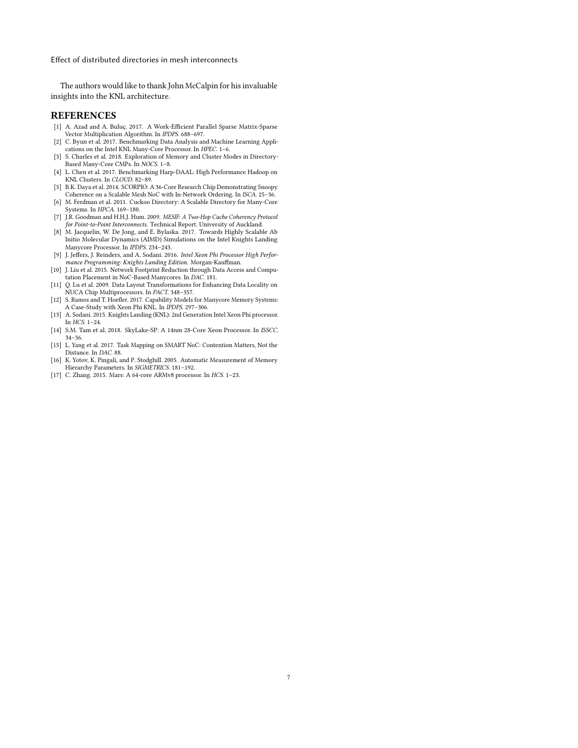The authors would like to thank John McCalpin for his invaluable insights into the KNL architecture.

## REFERENCES

- [1] A. Azad and A. Buluç. 2017. A Work-Efficient Parallel Sparse Matrix-Sparse Vector Multiplication Algorithm. In *IPDPS*. 688–697.
- [2] C. Byun et al. 2017. Benchmarking Data Analysis and Machine Learning Applications on the Intel KNL Many-Core Processor. In *HPEC*. 1–6.
- [3] S. Charles et al. 2018. Exploration of Memory and Cluster Modes in Directory-Based Many-Core CMPs. In *NOCS*. 1–8.
- [4] L. Chen et al. 2017. Benchmarking Harp-DAAL: High Performance Hadoop on KNL Clusters. In *CLOUD*. 82–89.
- [5] B.K. Daya et al. 2014. SCORPIO: A 36-Core Research Chip Demonstrating Snoopy Coherence on a Scalable Mesh NoC with In-Network Ordering. In *ISCA*. 25–36.
- [6] M. Ferdman et al. 2011. Cuckoo Directory: A Scalable Directory for Many-Core Systems. In *HPCA*. 169–180.
- [7] J.R. Goodman and H.H.J. Hum. 2009. *MESIF: A Two-Hop Cache Coherency Protocol for Point-to-Point Interconnects.* Technical Report. University of Auckland.
- [8] M. Jacquelin, W. De Jong, and E. Bylaska. 2017. Towards Highly Scalable Ab Initio Molecular Dynamics (AIMD) Simulations on the Intel Knights Landing Manycore Processor. In *IPDPS*. 234–243.
- [9] J. Jeffers, J. Reinders, and A. Sodani. 2016. *Intel Xeon Phi Processor High Performance Programming: Knights Landing Edition.* Morgan-Kauffman.
- [10] J. Liu et al. 2015. Network Footprint Reduction through Data Access and Computation Placement in NoC-Based Manycores. In *DAC*. 181.
- [11] Q. Lu et al. 2009. Data Layout Transformations for Enhancing Data Locality on NUCA Chip Multiprocessors. In *PACT*. 348–357.
- [12] S. Ramos and T. Hoefler. 2017. Capability Models for Manycore Memory Systems: A Case-Study with Xeon Phi KNL. In *IPDPS*. 297–306.
- [13] A. Sodani. 2015. Knights Landing (KNL): 2nd Generation Intel Xeon Phi processor. In *HCS*. 1–24.
- [14] S.M. Tam et al. 2018. SkyLake-SP: A 14nm 28-Core Xeon Processor. In *ISSCC*. 34–36.
- [15] L. Yang et al. 2017. Task Mapping on SMART NoC: Contention Matters, Not the Distance. In *DAC*. 88.
- [16] K. Yotov, K. Pingali, and P. Stodghill. 2005. Automatic Measurement of Memory Hierarchy Parameters. In *SIGMETRICS*. 181–192.
- [17] C. Zhang. 2015. Mars: A 64-core ARMv8 processor. In *HCS*. 1–23.